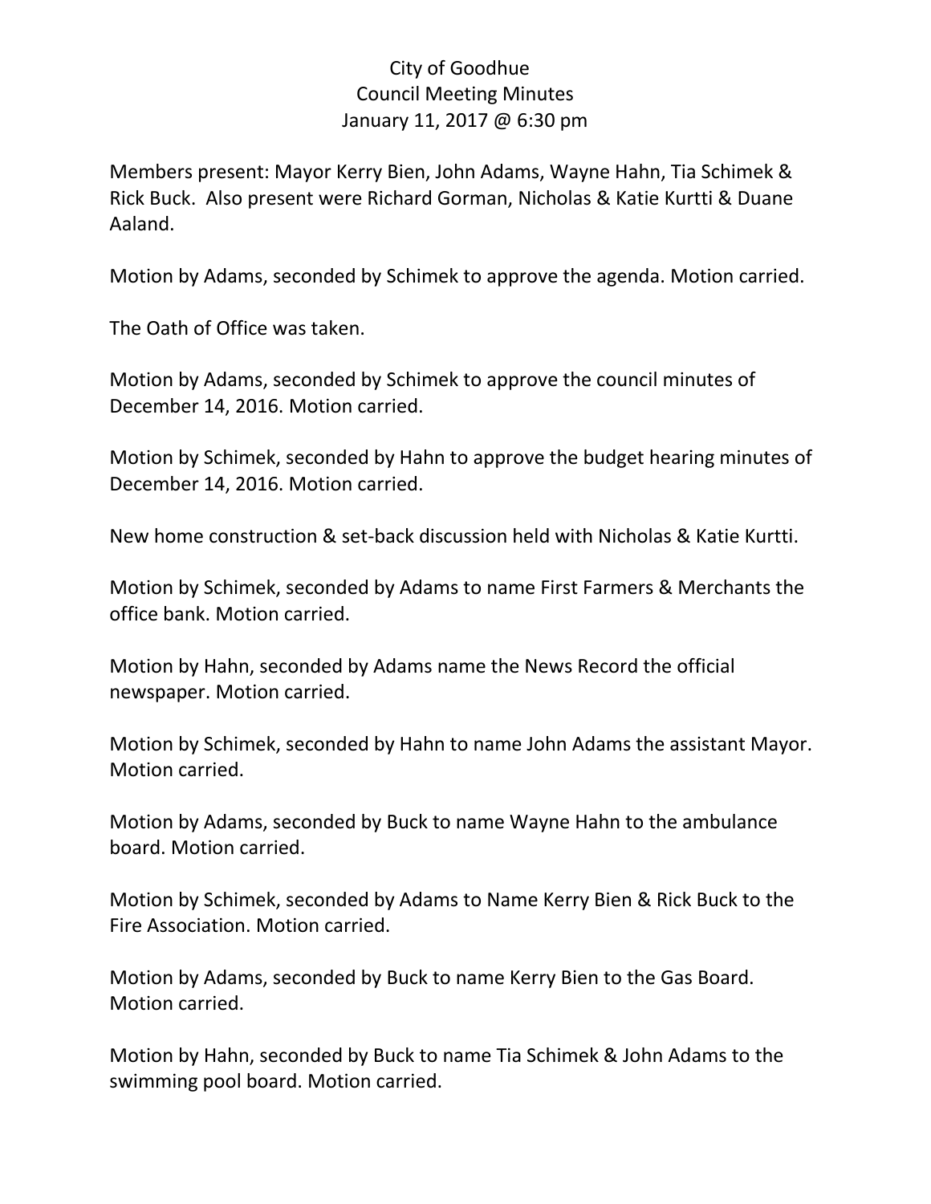City of Goodhue
Council Meeting Minutes
January 11, 2017 @ 6:30 pm

Members present: Mayor Kerry Bien, John Adams, Wayne Hahn, Tia Schimek & Rick Buck. Also present were Richard Gorman, Nicholas & Katie Kurtti & Duane Aaland.

Motion by Adams, seconded by Schimek to approve the agenda. Motion carried.

The Oath of Office was taken.

Motion by Adams, seconded by Schimek to approve the council minutes of December 14, 2016. Motion carried.

Motion by Schimek, seconded by Hahn to approve the budget hearing minutes of December 14, 2016. Motion carried.

New home construction & set-back discussion held with Nicholas & Katie Kurtti.

Motion by Schimek, seconded by Adams to name First Farmers & Merchants the office bank. Motion carried.

Motion by Hahn, seconded by Adams name the News Record the official newspaper. Motion carried.

Motion by Schimek, seconded by Hahn to name John Adams the assistant Mayor. Motion carried.

Motion by Adams, seconded by Buck to name Wayne Hahn to the ambulance board. Motion carried.

Motion by Schimek, seconded by Adams to Name Kerry Bien & Rick Buck to the Fire Association. Motion carried.

Motion by Adams, seconded by Buck to name Kerry Bien to the Gas Board. Motion carried.

Motion by Hahn, seconded by Buck to name Tia Schimek & John Adams to the swimming pool board. Motion carried.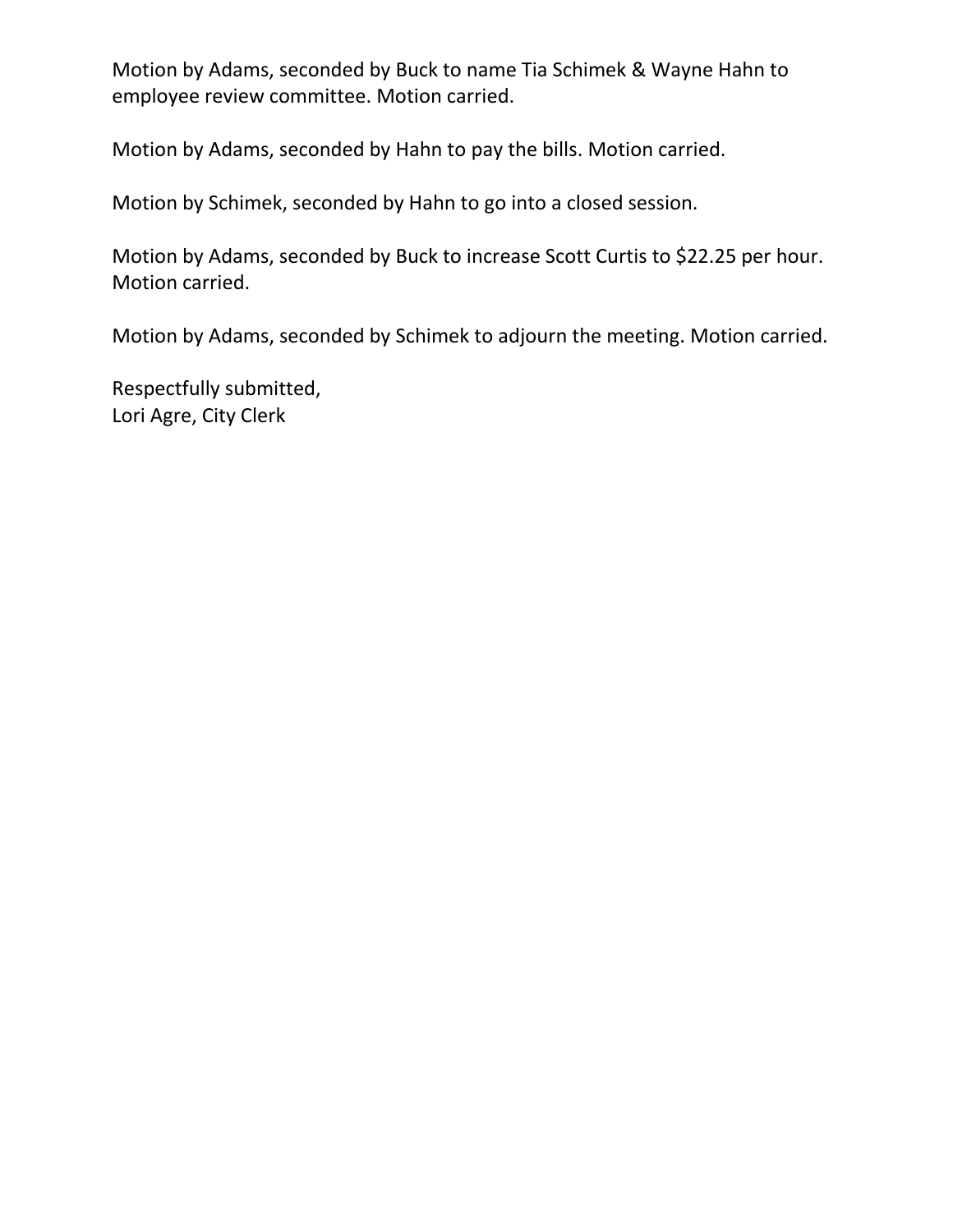Motion by Adams, seconded by Buck to name Tia Schimek & Wayne Hahn to employee review committee. Motion carried.

Motion by Adams, seconded by Hahn to pay the bills. Motion carried.

Motion by Schimek, seconded by Hahn to go into a closed session.

Motion by Adams, seconded by Buck to increase Scott Curtis to $22.25 per hour. Motion carried.

Motion by Adams, seconded by Schimek to adjourn the meeting. Motion carried.

Respectfully submitted,
Lori Agre, City Clerk